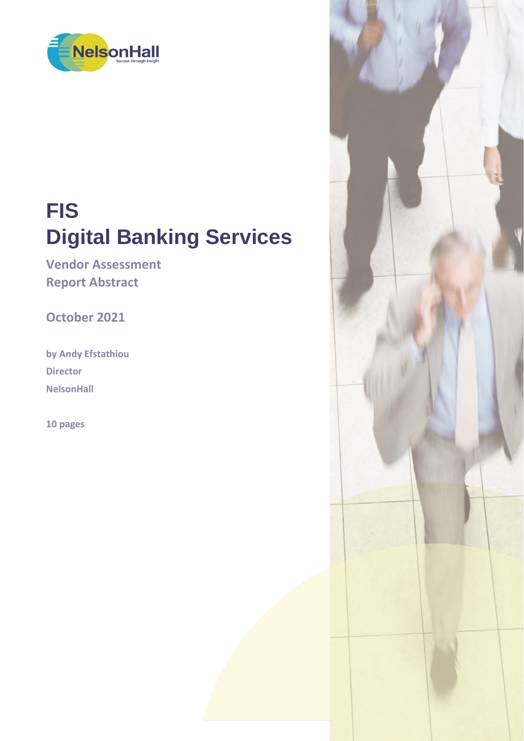NelsonHall

Success through insight

# FIS
# Digital Banking Services

## Vendor Assessment
## Report Abstract

**October 2021**

**by Andy Efstathiou**

**Director**

**NelsonHall**

**10 pages**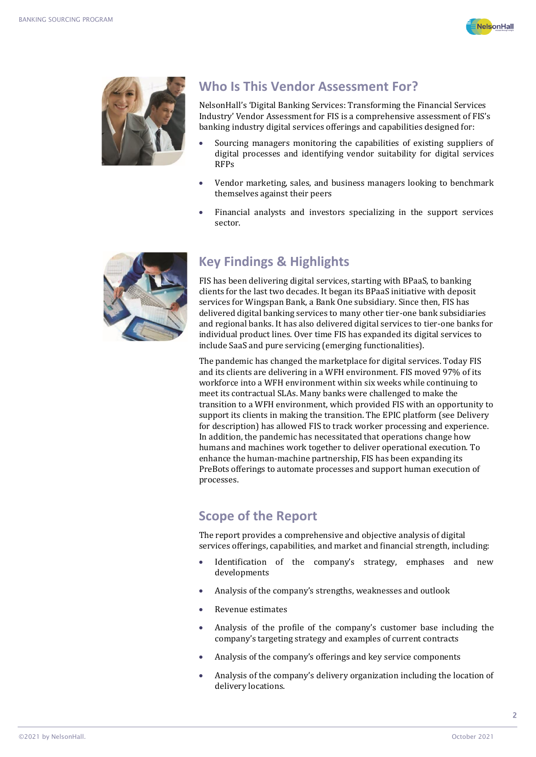## Who Is This Vendor Assessment For?

NelsonHall's 'Digital Banking Services: Transforming the Financial Services Industry' Vendor Assessment for FIS is a comprehensive assessment of FIS's banking industry digital services offerings and capabilities designed for:

- Sourcing managers monitoring the capabilities of existing suppliers of digital processes and identifying vendor suitability for digital services RFPs
- Vendor marketing, sales, and business managers looking to benchmark themselves against their peers
- Financial analysts and investors specializing in the support services sector.

## Key Findings & Highlights

FIS has been delivering digital services, starting with BPaaS, to banking clients for the last two decades. It began its BPaaS initiative with deposit services for Wingspan Bank, a Bank One subsidiary. Since then, FIS has delivered digital banking services to many other tier-one bank subsidiaries and regional banks. It has also delivered digital services to tier-one banks for individual product lines. Over time FIS has expanded its digital services to include SaaS and pure servicing (emerging functionalities).

The pandemic has changed the marketplace for digital services. Today FIS and its clients are delivering in a WFH environment. FIS moved 97% of its workforce into a WFH environment within six weeks while continuing to meet its contractual SLAs. Many banks were challenged to make the transition to a WFH environment, which provided FIS with an opportunity to support its clients in making the transition. The EPIC platform (see Delivery for description) has allowed FIS to track worker processing and experience. In addition, the pandemic has necessitated that operations change how humans and machines work together to deliver operational execution. To enhance the human-machine partnership, FIS has been expanding its PreBots offerings to automate processes and support human execution of processes.

## Scope of the Report

The report provides a comprehensive and objective analysis of digital services offerings, capabilities, and market and financial strength, including:

- Identification of the company's strategy, emphases and new developments
- Analysis of the company's strengths, weaknesses and outlook
- Revenue estimates
- Analysis of the profile of the company's customer base including the company's targeting strategy and examples of current contracts
- Analysis of the company's offerings and key service components
- Analysis of the company's delivery organization including the location of delivery locations.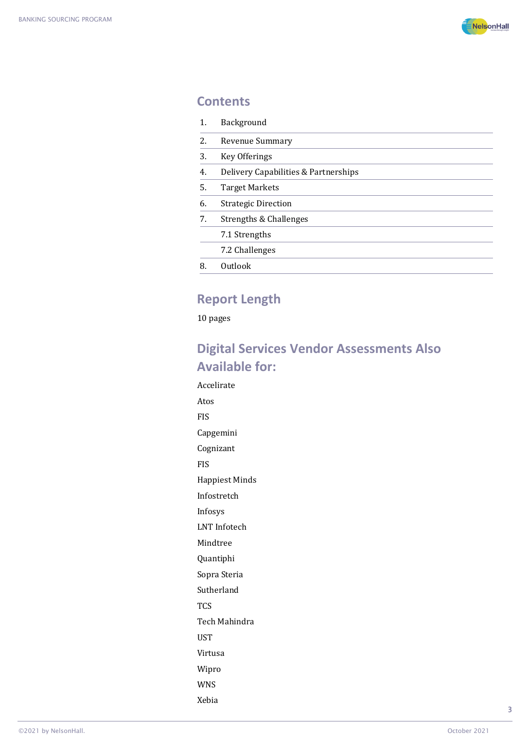## Contents

| | |
|---|---|
| 1. | Background |
| 2. | Revenue Summary |
| 3. | Key Offerings |
| 4. | Delivery Capabilities & Partnerships |
| 5. | Target Markets |
| 6. | Strategic Direction |
| 7. | Strengths & Challenges |
| | 7.1 Strengths |
| | 7.2 Challenges |
| 8. | Outlook |

## Report Length

10 pages

## Digital Services Vendor Assessments Also Available for:

Accelirate

Atos

FIS

Capgemini

Cognizant

FIS

Happiest Minds

Infostretch

Infosys

LNT Infotech

Mindtree

Quantiphi

Sopra Steria

Sutherland

TCS

Tech Mahindra

UST

Virtusa

Wipro

WNS

Xebia